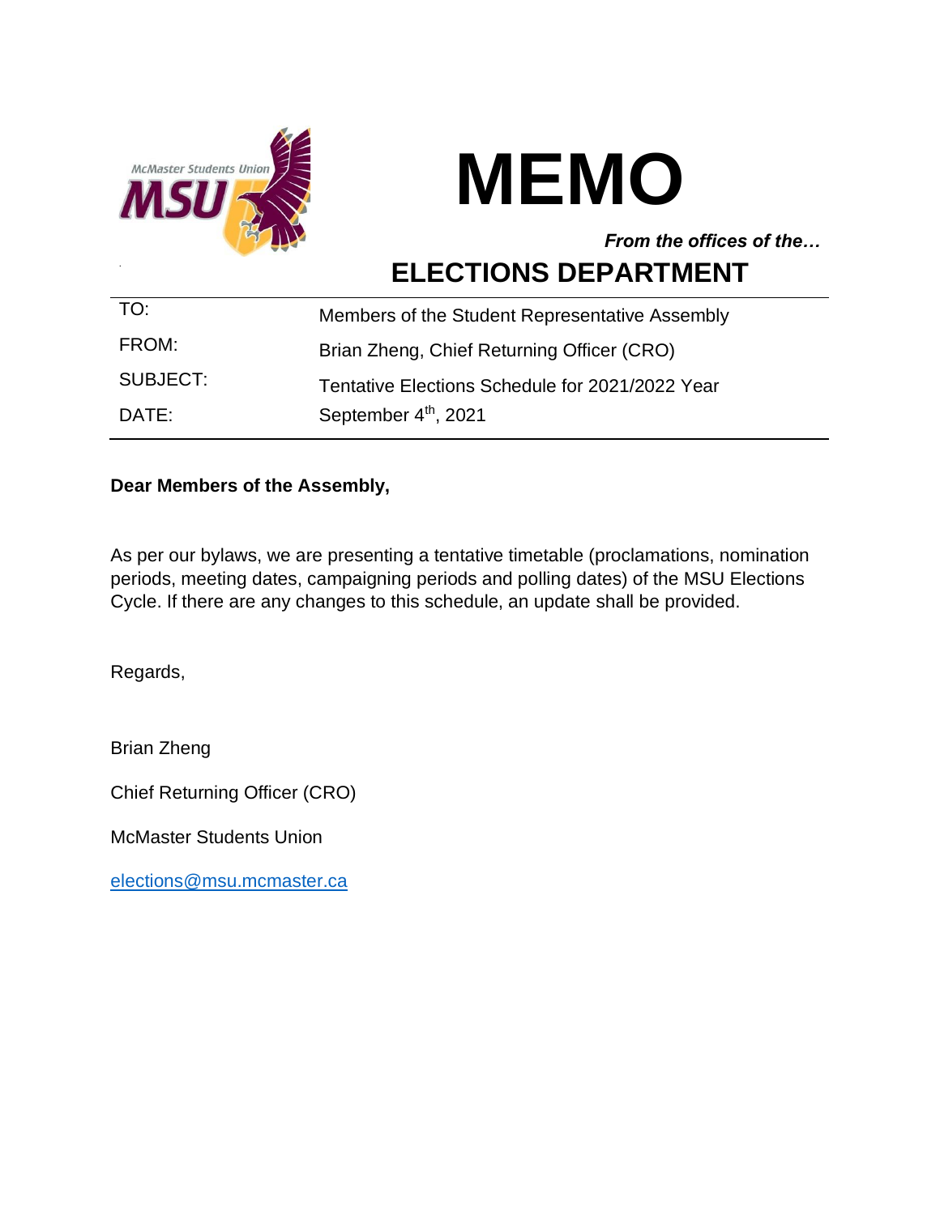# MEMO

*From the offices of the…*

## ELECTIONS DEPARTMENT

| | |
|---|---|
| TO: | Members of the Student Representative Assembly |
| FROM: | Brian Zheng, Chief Returning Officer (CRO) |
| SUBJECT: | Tentative Elections Schedule for 2021/2022 Year |
| DATE: | September 4th, 2021 |

**Dear Members of the Assembly,**

As per our bylaws, we are presenting a tentative timetable (proclamations, nomination periods, meeting dates, campaigning periods and polling dates) of the MSU Elections Cycle. If there are any changes to this schedule, an update shall be provided.

Regards,

Brian Zheng

Chief Returning Officer (CRO)

McMaster Students Union

elections@msu.mcmaster.ca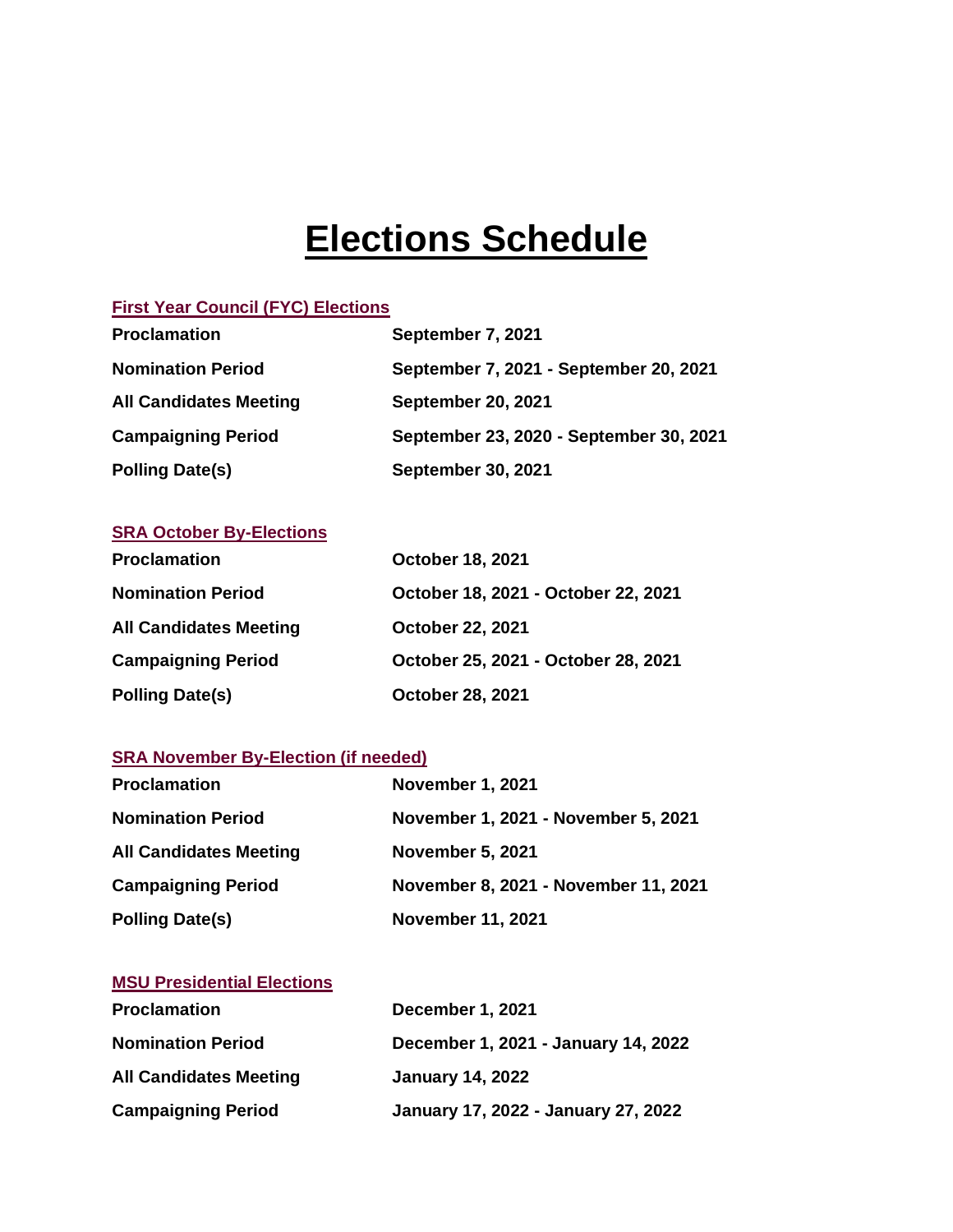# Elections Schedule

### First Year Council (FYC) Elections

| | |
|---|---|
| **Proclamation** | **September 7, 2021** |
| **Nomination Period** | **September 7, 2021 - September 20, 2021** |
| **All Candidates Meeting** | **September 20, 2021** |
| **Campaigning Period** | **September 23, 2020 - September 30, 2021** |
| **Polling Date(s)** | **September 30, 2021** |

### SRA October By-Elections

| | |
|---|---|
| **Proclamation** | **October 18, 2021** |
| **Nomination Period** | **October 18, 2021 - October 22, 2021** |
| **All Candidates Meeting** | **October 22, 2021** |
| **Campaigning Period** | **October 25, 2021 - October 28, 2021** |
| **Polling Date(s)** | **October 28, 2021** |

### SRA November By-Election (if needed)

| | |
|---|---|
| **Proclamation** | **November 1, 2021** |
| **Nomination Period** | **November 1, 2021 - November 5, 2021** |
| **All Candidates Meeting** | **November 5, 2021** |
| **Campaigning Period** | **November 8, 2021 - November 11, 2021** |
| **Polling Date(s)** | **November 11, 2021** |

### MSU Presidential Elections

| | |
|---|---|
| **Proclamation** | **December 1, 2021** |
| **Nomination Period** | **December 1, 2021 - January 14, 2022** |
| **All Candidates Meeting** | **January 14, 2022** |
| **Campaigning Period** | **January 17, 2022 - January 27, 2022** |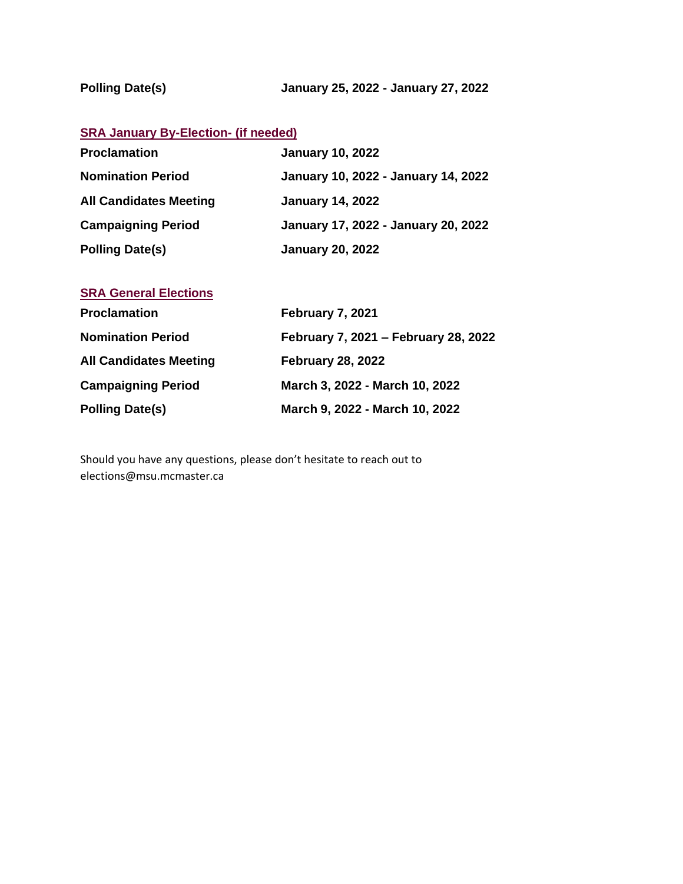| | |
|---|---|
| **Polling Date(s)** | **January 25, 2022 - January 27, 2022** |

## SRA January By-Election- (if needed)

| | |
|---|---|
| **Proclamation** | **January 10, 2022** |
| **Nomination Period** | **January 10, 2022 - January 14, 2022** |
| **All Candidates Meeting** | **January 14, 2022** |
| **Campaigning Period** | **January 17, 2022 - January 20, 2022** |
| **Polling Date(s)** | **January 20, 2022** |

## SRA General Elections

| | |
|---|---|
| **Proclamation** | **February 7, 2021** |
| **Nomination Period** | **February 7, 2021 – February 28, 2022** |
| **All Candidates Meeting** | **February 28, 2022** |
| **Campaigning Period** | **March 3, 2022 - March 10, 2022** |
| **Polling Date(s)** | **March 9, 2022 - March 10, 2022** |

Should you have any questions, please don't hesitate to reach out to elections@msu.mcmaster.ca